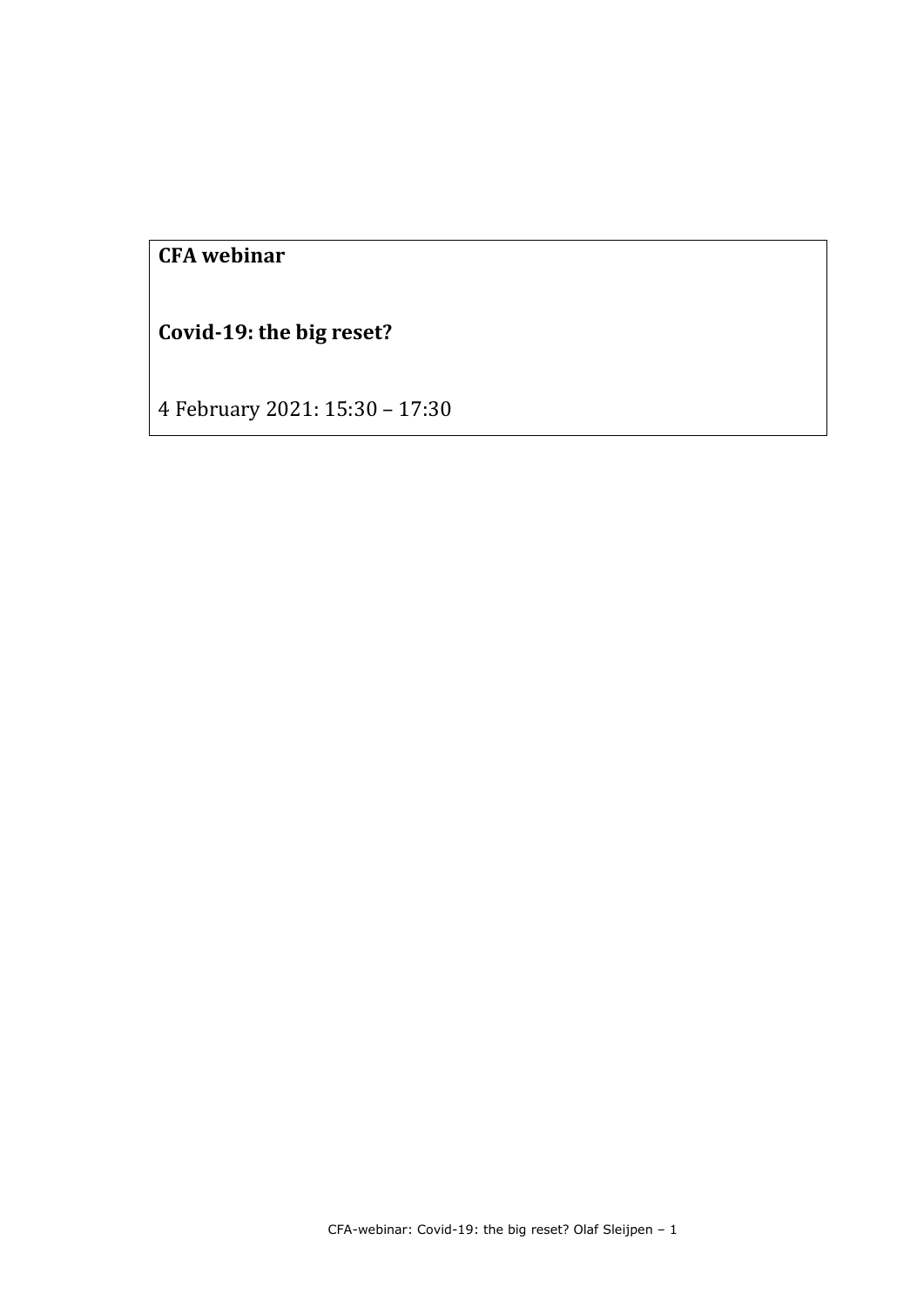**CFA webinar**

**Covid-19: the big reset?**

4 February 2021: 15:30 – 17:30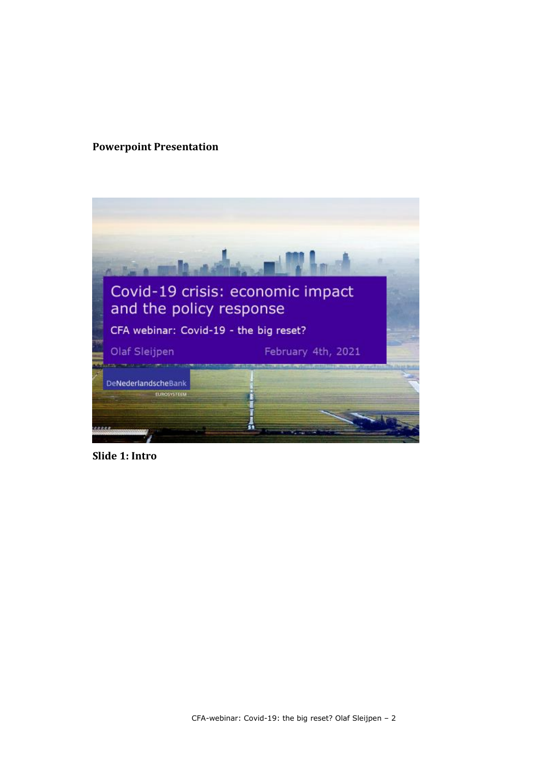**Powerpoint Presentation**

Covid-19 crisis: economic impact and the policy response

CFA webinar: Covid-19 - the big reset?

Olaf Sleijpen February 4th, 2021

DeNederlandscheBank

EUROSYSTEEM

**Slide 1: Intro**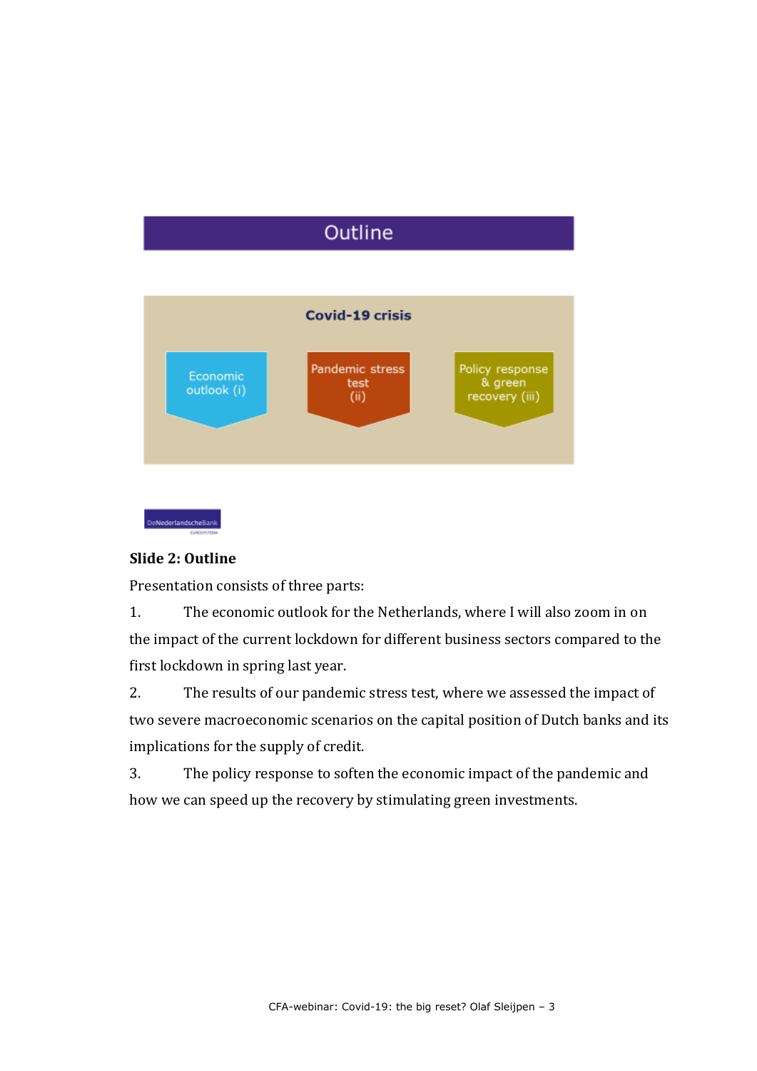Outline

Covid-19 crisis

Economic outlook (i)

Pandemic stress test (ii)

Policy response & green recovery (iii)

DeNederlandscheBank

EUROSYSTEEM

**Slide 2: Outline**

Presentation consists of three parts:

1. The economic outlook for the Netherlands, where I will also zoom in on the impact of the current lockdown for different business sectors compared to the first lockdown in spring last year.
2. The results of our pandemic stress test, where we assessed the impact of two severe macroeconomic scenarios on the capital position of Dutch banks and its implications for the supply of credit.
3. The policy response to soften the economic impact of the pandemic and how we can speed up the recovery by stimulating green investments.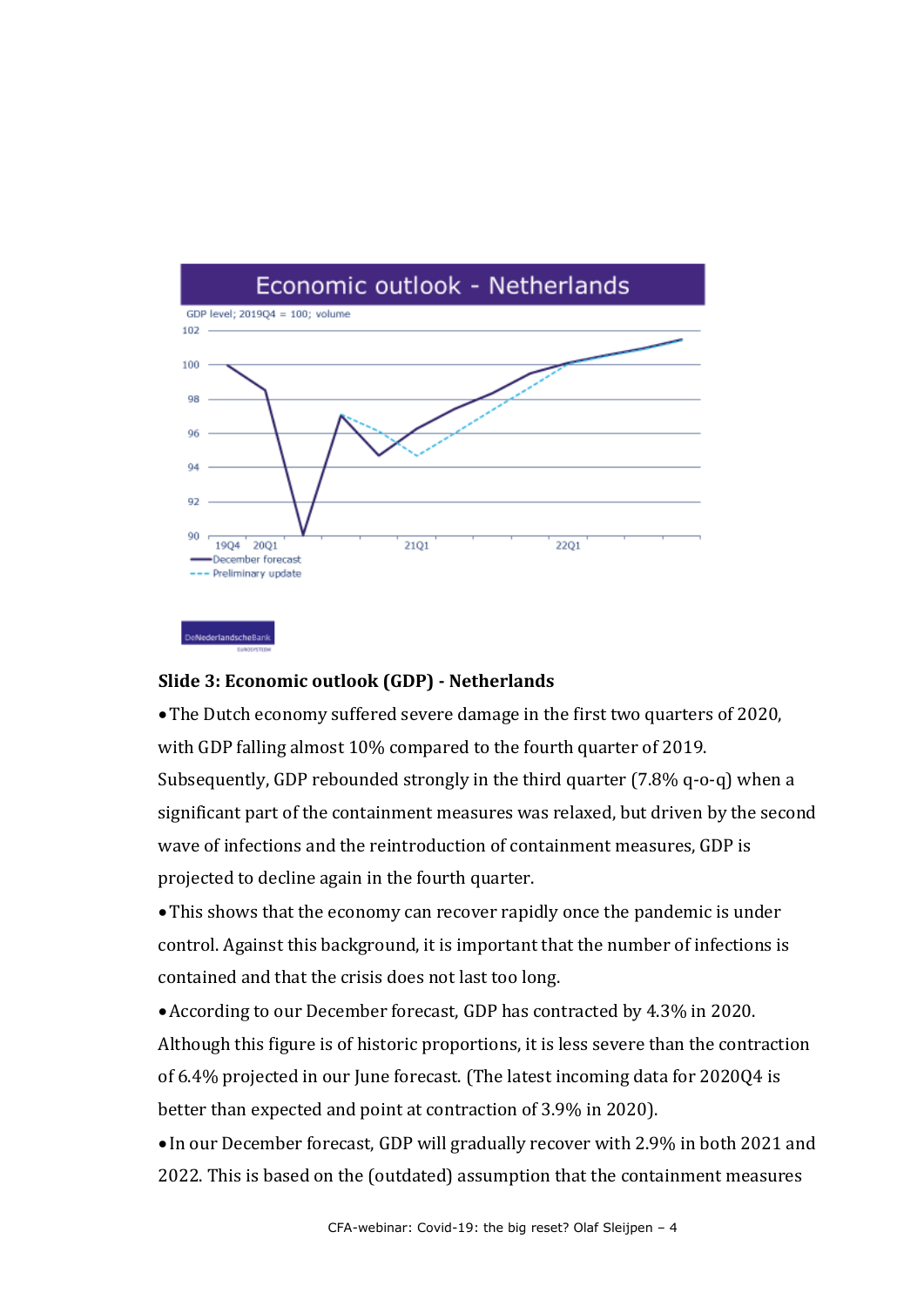## Economic outlook - Netherlands

GDP level; 2019Q4 = 100; volume

— December forecast
--- Preliminary update

DeNederlandscheBank

### Slide 3: Economic outlook (GDP) - Netherlands

- The Dutch economy suffered severe damage in the first two quarters of 2020, with GDP falling almost 10% compared to the fourth quarter of 2019. Subsequently, GDP rebounded strongly in the third quarter (7.8% q-o-q) when a significant part of the containment measures was relaxed, but driven by the second wave of infections and the reintroduction of containment measures, GDP is projected to decline again in the fourth quarter.
- This shows that the economy can recover rapidly once the pandemic is under control. Against this background, it is important that the number of infections is contained and that the crisis does not last too long.
- According to our December forecast, GDP has contracted by 4.3% in 2020. Although this figure is of historic proportions, it is less severe than the contraction of 6.4% projected in our June forecast. (The latest incoming data for 2020Q4 is better than expected and point at contraction of 3.9% in 2020).
- In our December forecast, GDP will gradually recover with 2.9% in both 2021 and 2022. This is based on the (outdated) assumption that the containment measures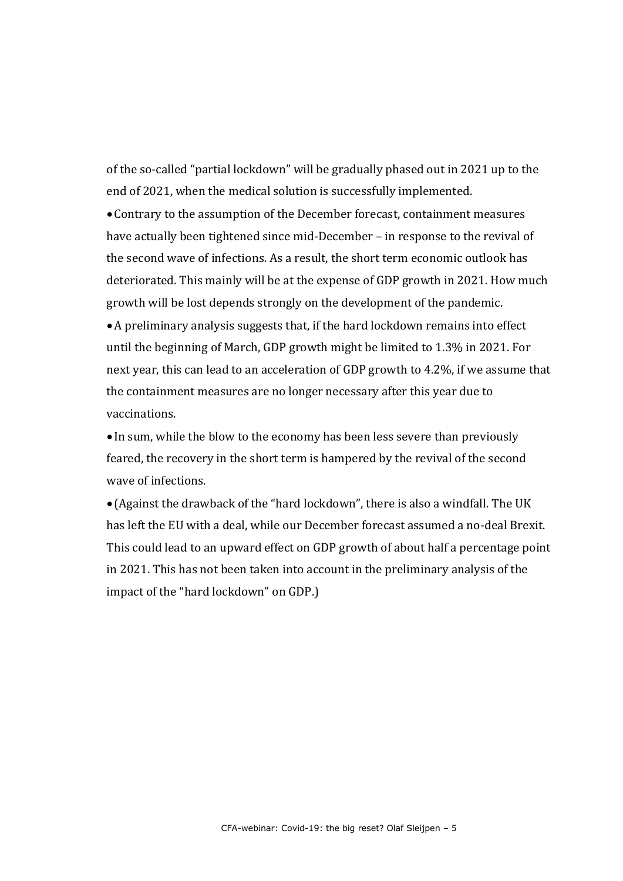of the so-called "partial lockdown" will be gradually phased out in 2021 up to the end of 2021, when the medical solution is successfully implemented.

- Contrary to the assumption of the December forecast, containment measures have actually been tightened since mid-December – in response to the revival of the second wave of infections. As a result, the short term economic outlook has deteriorated. This mainly will be at the expense of GDP growth in 2021. How much growth will be lost depends strongly on the development of the pandemic.
- A preliminary analysis suggests that, if the hard lockdown remains into effect until the beginning of March, GDP growth might be limited to 1.3% in 2021. For next year, this can lead to an acceleration of GDP growth to 4.2%, if we assume that the containment measures are no longer necessary after this year due to vaccinations.
- In sum, while the blow to the economy has been less severe than previously feared, the recovery in the short term is hampered by the revival of the second wave of infections.
- (Against the drawback of the "hard lockdown", there is also a windfall. The UK has left the EU with a deal, while our December forecast assumed a no-deal Brexit. This could lead to an upward effect on GDP growth of about half a percentage point in 2021. This has not been taken into account in the preliminary analysis of the impact of the "hard lockdown" on GDP.)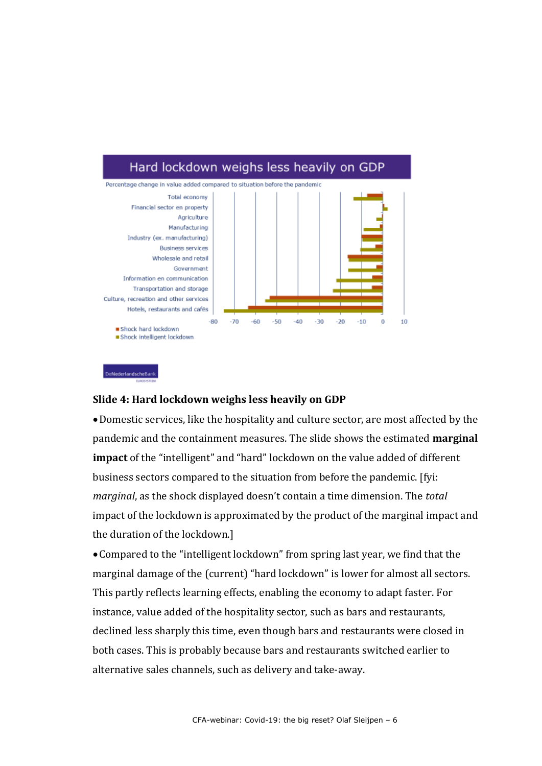## Hard lockdown weighs less heavily on GDP

Percentage change in value added compared to situation before the pandemic

- Total economy
- Financial sector en property
- Agriculture
- Manufacturing
- Industry (ex. manufacturing)
- Business services
- Wholesale and retail
- Government
- Information en communication
- Transportation and storage
- Culture, recreation and other services
- Hotels, restaurants and cafés

-80 -70 -60 -50 -40 -30 -20 -10 0 10

■ Shock hard lockdown
■ Shock intelligent lockdown

DeNederlandscheBank
EUROSYSTEEM

**Slide 4: Hard lockdown weighs less heavily on GDP**

- Domestic services, like the hospitality and culture sector, are most affected by the pandemic and the containment measures. The slide shows the estimated **marginal impact** of the "intelligent" and "hard" lockdown on the value added of different business sectors compared to the situation from before the pandemic. [fyi: *marginal*, as the shock displayed doesn't contain a time dimension. The *total* impact of the lockdown is approximated by the product of the marginal impact and the duration of the lockdown.]
- Compared to the "intelligent lockdown" from spring last year, we find that the marginal damage of the (current) "hard lockdown" is lower for almost all sectors. This partly reflects learning effects, enabling the economy to adapt faster. For instance, value added of the hospitality sector, such as bars and restaurants, declined less sharply this time, even though bars and restaurants were closed in both cases. This is probably because bars and restaurants switched earlier to alternative sales channels, such as delivery and take-away.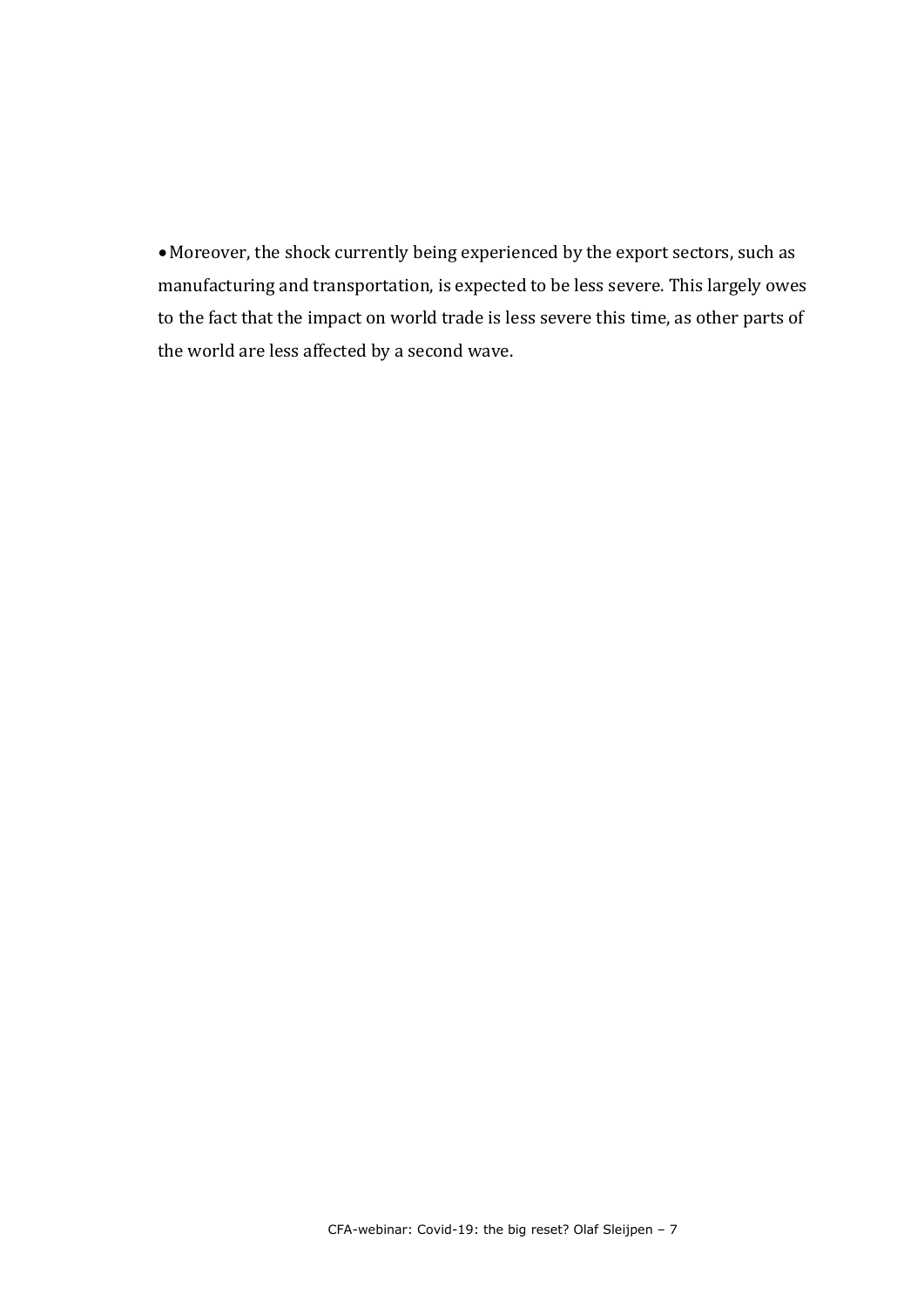- Moreover, the shock currently being experienced by the export sectors, such as manufacturing and transportation, is expected to be less severe. This largely owes to the fact that the impact on world trade is less severe this time, as other parts of the world are less affected by a second wave.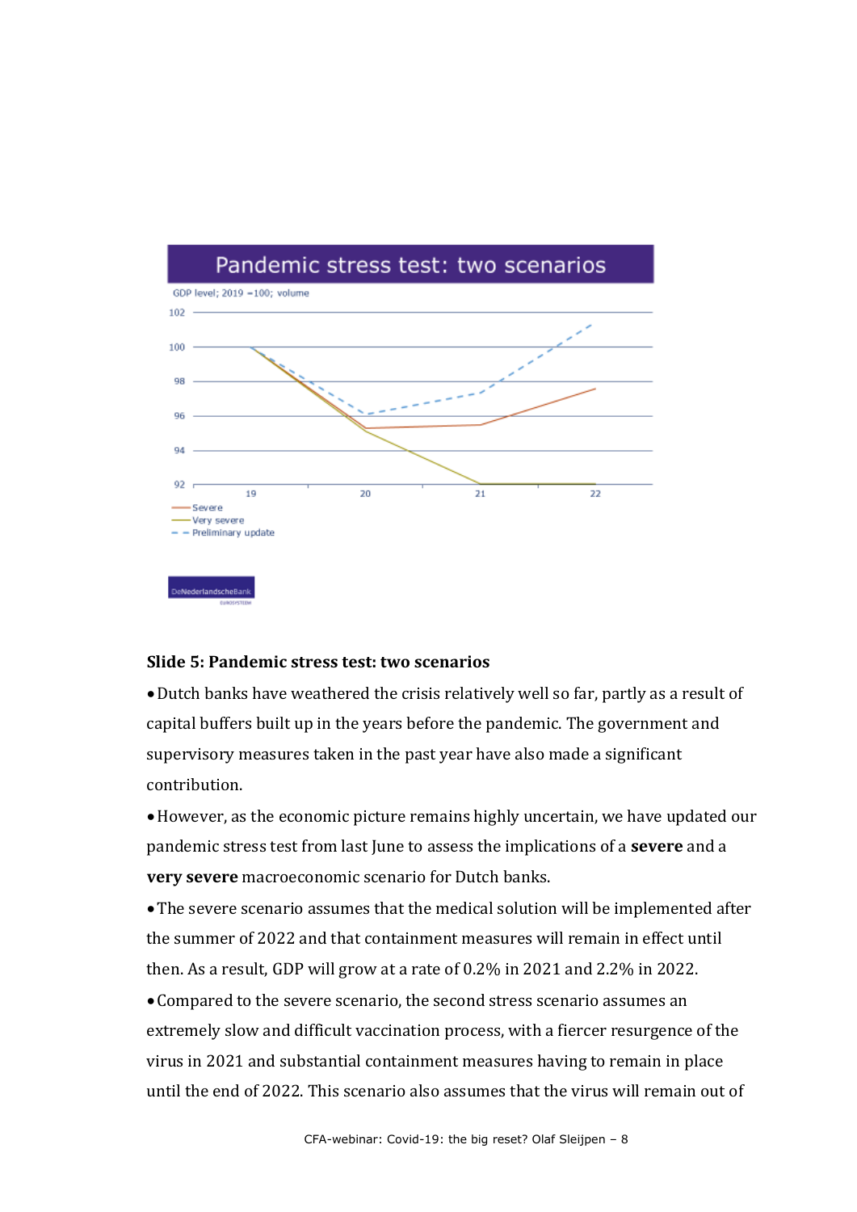Pandemic stress test: two scenarios

GDP level; 2019 =100; volume

Severe
Very severe
Preliminary update

DeNederlandscheBank

**Slide 5: Pandemic stress test: two scenarios**

- Dutch banks have weathered the crisis relatively well so far, partly as a result of capital buffers built up in the years before the pandemic. The government and supervisory measures taken in the past year have also made a significant contribution.
- However, as the economic picture remains highly uncertain, we have updated our pandemic stress test from last June to assess the implications of a **severe** and a **very severe** macroeconomic scenario for Dutch banks.
- The severe scenario assumes that the medical solution will be implemented after the summer of 2022 and that containment measures will remain in effect until then. As a result, GDP will grow at a rate of 0.2% in 2021 and 2.2% in 2022.
- Compared to the severe scenario, the second stress scenario assumes an extremely slow and difficult vaccination process, with a fiercer resurgence of the virus in 2021 and substantial containment measures having to remain in place until the end of 2022. This scenario also assumes that the virus will remain out of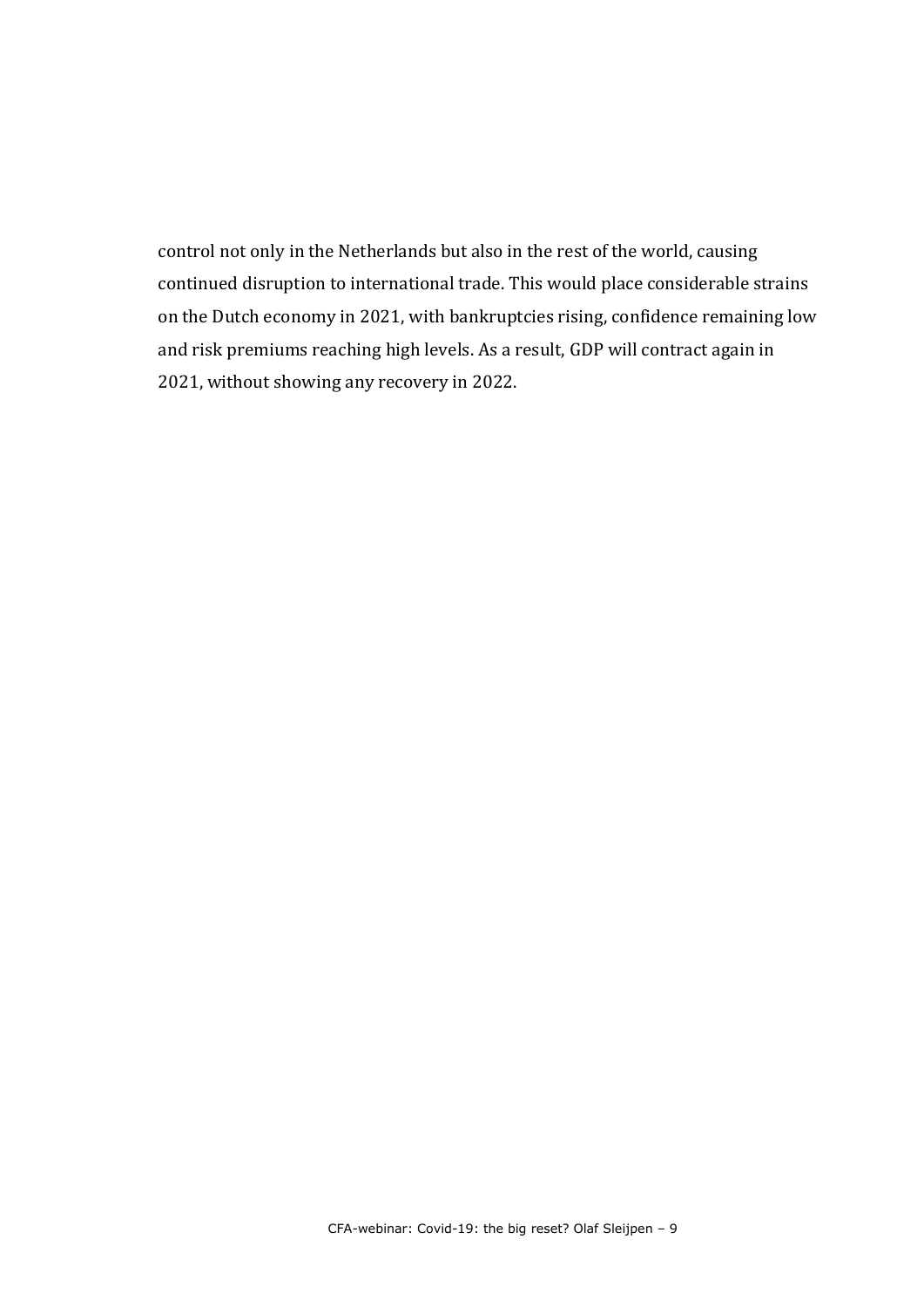control not only in the Netherlands but also in the rest of the world, causing continued disruption to international trade. This would place considerable strains on the Dutch economy in 2021, with bankruptcies rising, confidence remaining low and risk premiums reaching high levels. As a result, GDP will contract again in 2021, without showing any recovery in 2022.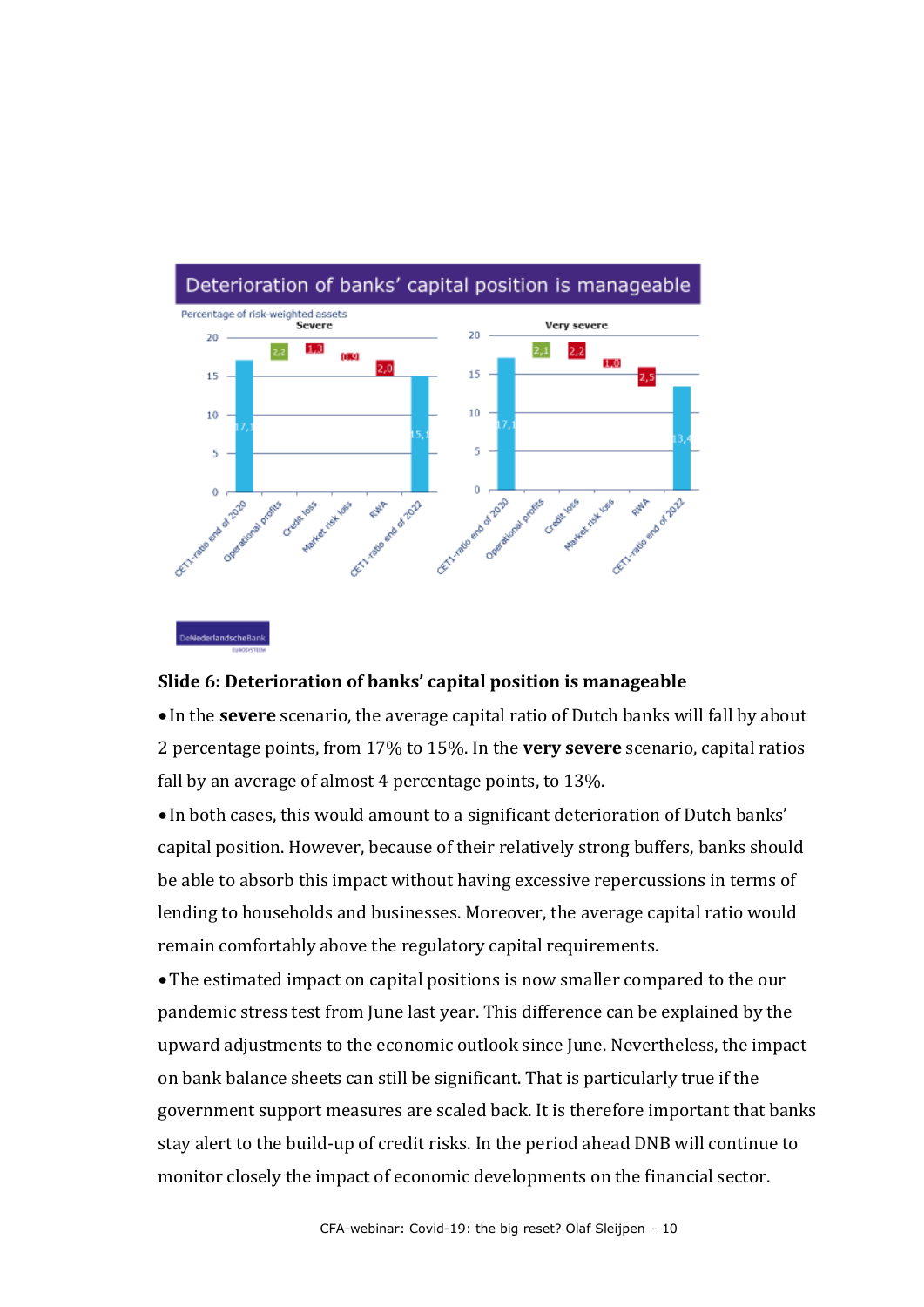## Slide 6: Deterioration of banks' capital position is manageable

- In the **severe** scenario, the average capital ratio of Dutch banks will fall by about 2 percentage points, from 17% to 15%. In the **very severe** scenario, capital ratios fall by an average of almost 4 percentage points, to 13%.
- In both cases, this would amount to a significant deterioration of Dutch banks' capital position. However, because of their relatively strong buffers, banks should be able to absorb this impact without having excessive repercussions in terms of lending to households and businesses. Moreover, the average capital ratio would remain comfortably above the regulatory capital requirements.
- The estimated impact on capital positions is now smaller compared to the our pandemic stress test from June last year. This difference can be explained by the upward adjustments to the economic outlook since June. Nevertheless, the impact on bank balance sheets can still be significant. That is particularly true if the government support measures are scaled back. It is therefore important that banks stay alert to the build-up of credit risks. In the period ahead DNB will continue to monitor closely the impact of economic developments on the financial sector.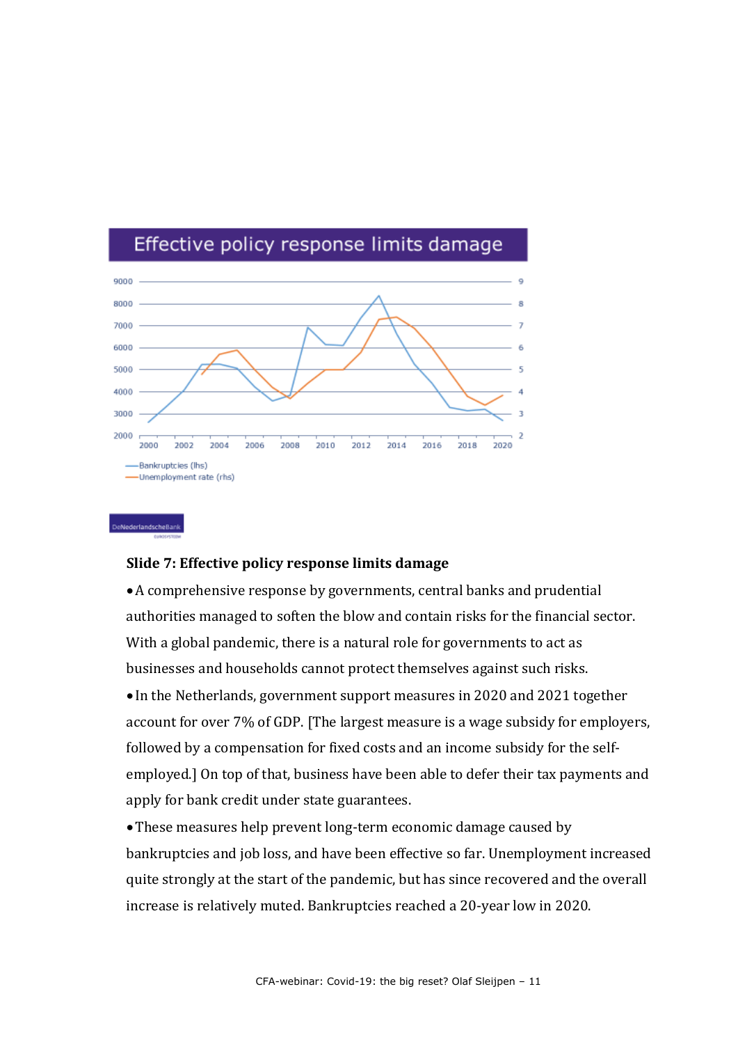## Slide 7: Effective policy response limits damage

- A comprehensive response by governments, central banks and prudential authorities managed to soften the blow and contain risks for the financial sector. With a global pandemic, there is a natural role for governments to act as businesses and households cannot protect themselves against such risks.
- In the Netherlands, government support measures in 2020 and 2021 together account for over 7% of GDP. [The largest measure is a wage subsidy for employers, followed by a compensation for fixed costs and an income subsidy for the self-employed.] On top of that, business have been able to defer their tax payments and apply for bank credit under state guarantees.
- These measures help prevent long-term economic damage caused by bankruptcies and job loss, and have been effective so far. Unemployment increased quite strongly at the start of the pandemic, but has since recovered and the overall increase is relatively muted. Bankruptcies reached a 20-year low in 2020.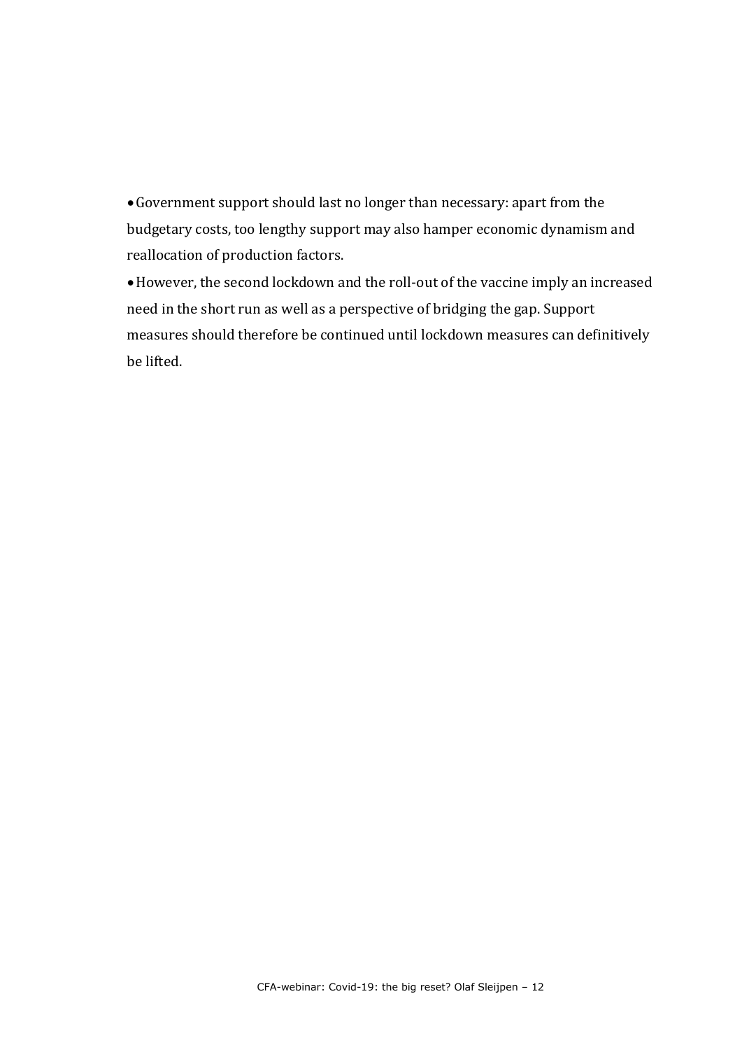- Government support should last no longer than necessary: apart from the budgetary costs, too lengthy support may also hamper economic dynamism and reallocation of production factors.
- However, the second lockdown and the roll-out of the vaccine imply an increased need in the short run as well as a perspective of bridging the gap. Support measures should therefore be continued until lockdown measures can definitively be lifted.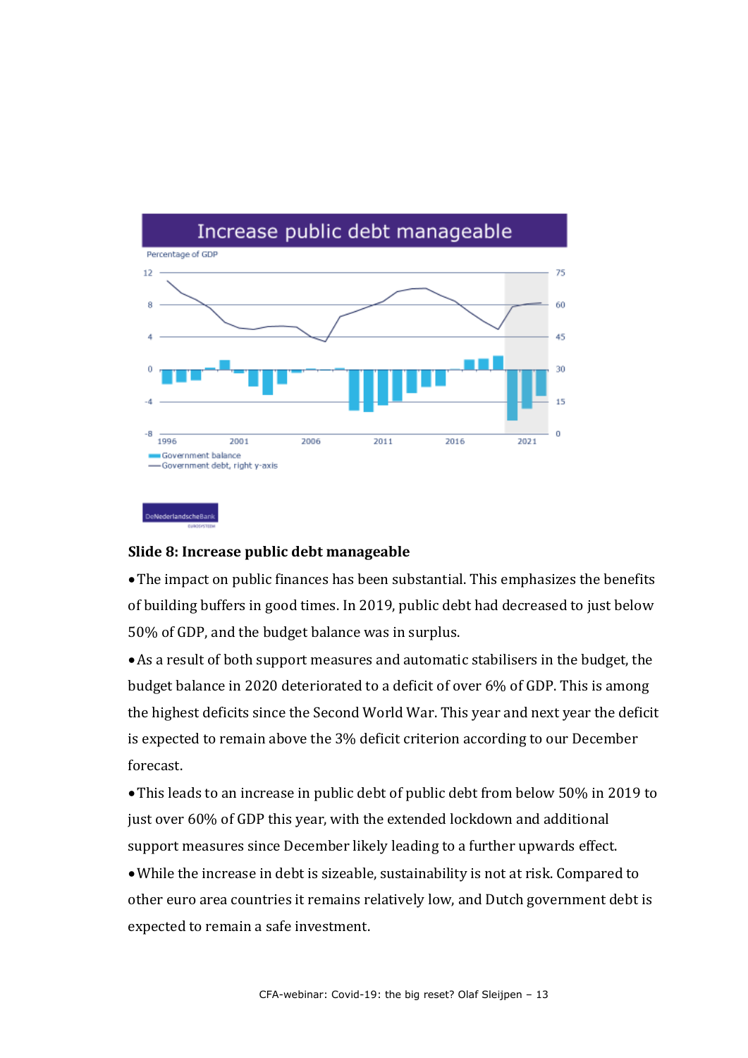## Slide 8: Increase public debt manageable

- The impact on public finances has been substantial. This emphasizes the benefits of building buffers in good times. In 2019, public debt had decreased to just below 50% of GDP, and the budget balance was in surplus.
- As a result of both support measures and automatic stabilisers in the budget, the budget balance in 2020 deteriorated to a deficit of over 6% of GDP. This is among the highest deficits since the Second World War. This year and next year the deficit is expected to remain above the 3% deficit criterion according to our December forecast.
- This leads to an increase in public debt of public debt from below 50% in 2019 to just over 60% of GDP this year, with the extended lockdown and additional support measures since December likely leading to a further upwards effect.
- While the increase in debt is sizeable, sustainability is not at risk. Compared to other euro area countries it remains relatively low, and Dutch government debt is expected to remain a safe investment.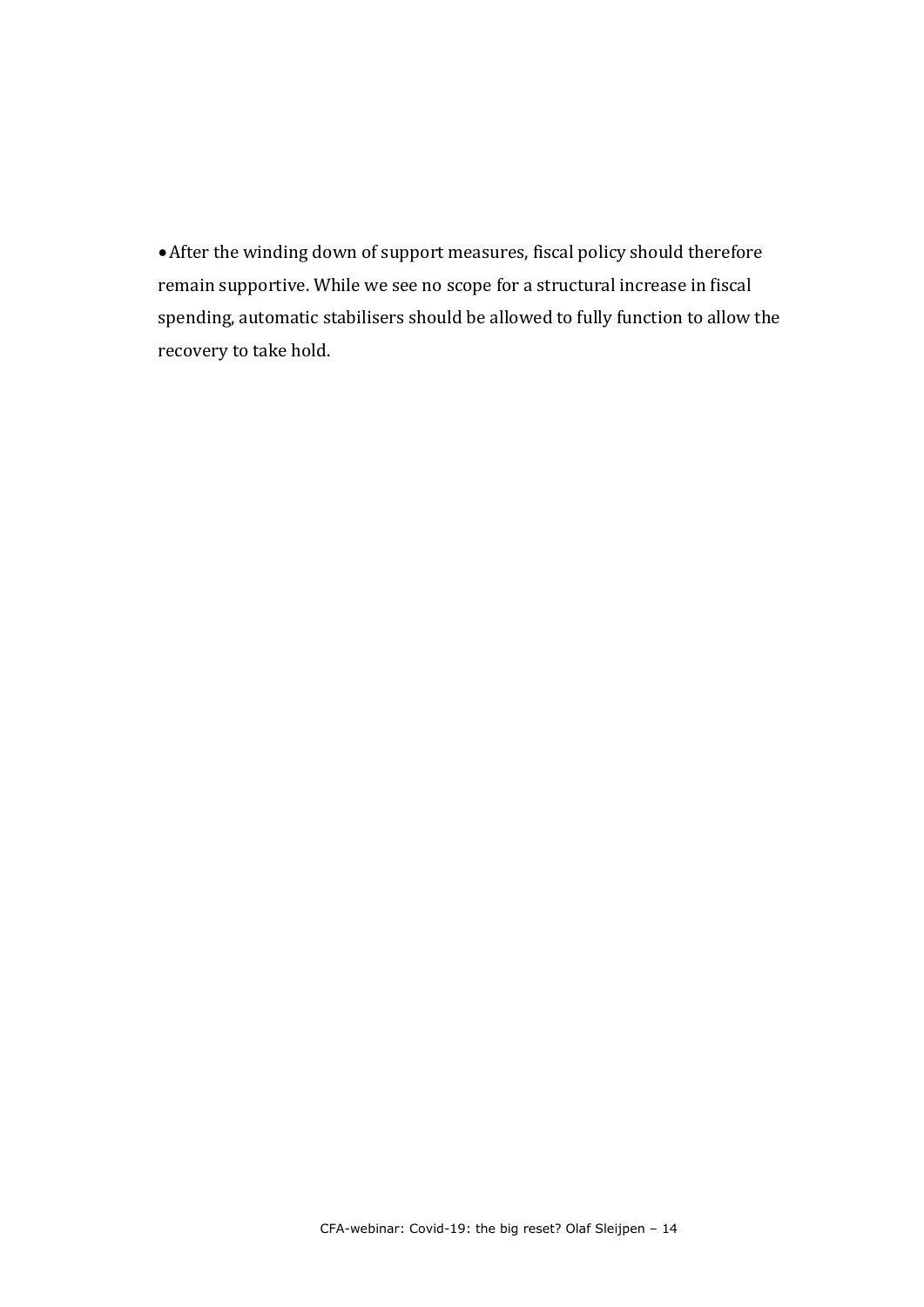- After the winding down of support measures, fiscal policy should therefore remain supportive. While we see no scope for a structural increase in fiscal spending, automatic stabilisers should be allowed to fully function to allow the recovery to take hold.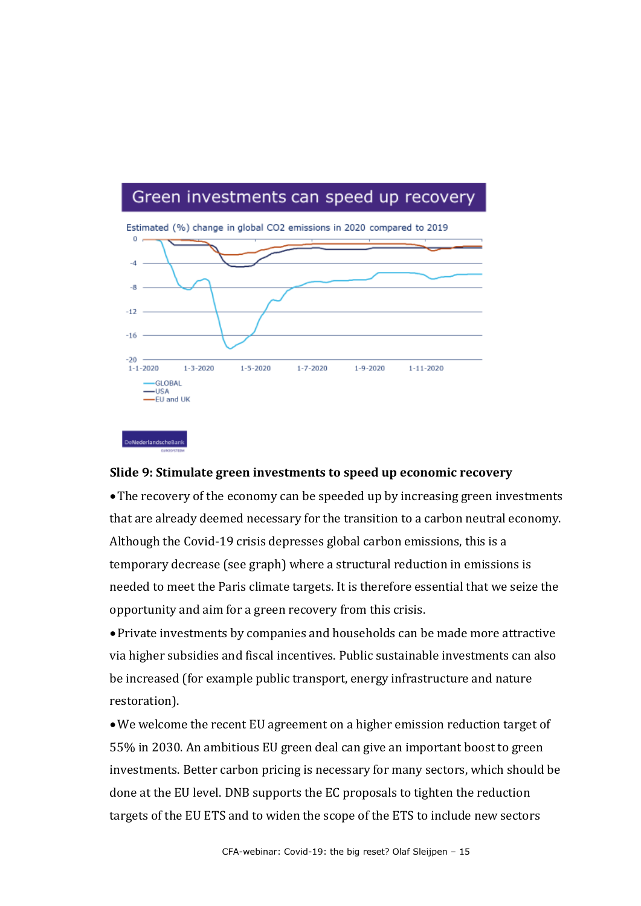Green investments can speed up recovery

Estimated (%) change in global CO2 emissions in 2020 compared to 2019

### Slide 9: Stimulate green investments to speed up economic recovery

- The recovery of the economy can be speeded up by increasing green investments that are already deemed necessary for the transition to a carbon neutral economy. Although the Covid-19 crisis depresses global carbon emissions, this is a temporary decrease (see graph) where a structural reduction in emissions is needed to meet the Paris climate targets. It is therefore essential that we seize the opportunity and aim for a green recovery from this crisis.
- Private investments by companies and households can be made more attractive via higher subsidies and fiscal incentives. Public sustainable investments can also be increased (for example public transport, energy infrastructure and nature restoration).
- We welcome the recent EU agreement on a higher emission reduction target of 55% in 2030. An ambitious EU green deal can give an important boost to green investments. Better carbon pricing is necessary for many sectors, which should be done at the EU level. DNB supports the EC proposals to tighten the reduction targets of the EU ETS and to widen the scope of the ETS to include new sectors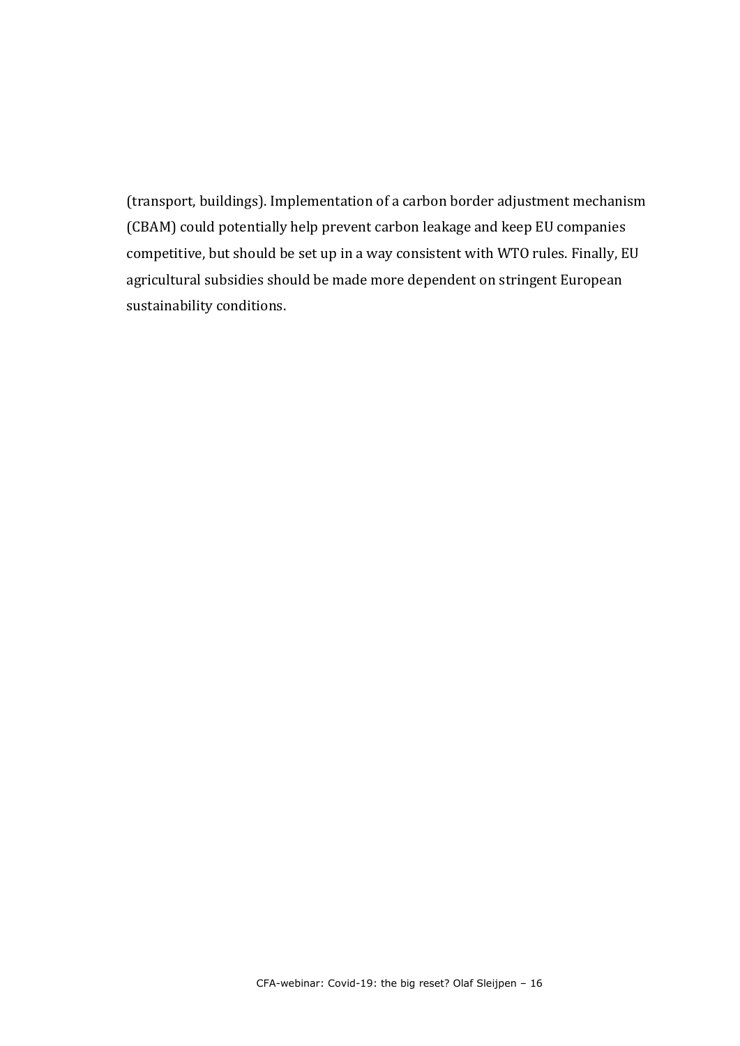(transport, buildings). Implementation of a carbon border adjustment mechanism (CBAM) could potentially help prevent carbon leakage and keep EU companies competitive, but should be set up in a way consistent with WTO rules. Finally, EU agricultural subsidies should be made more dependent on stringent European sustainability conditions.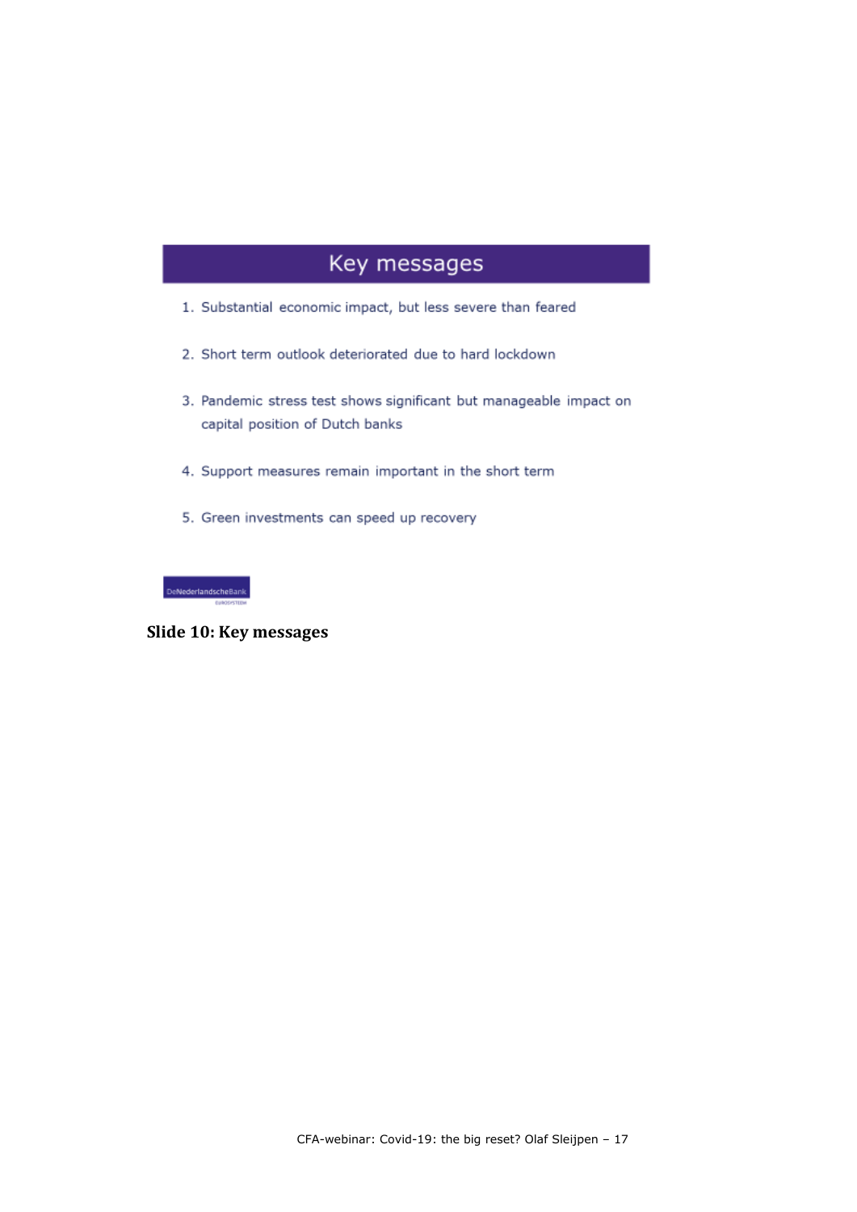## Key messages

1. Substantial economic impact, but less severe than feared
2. Short term outlook deteriorated due to hard lockdown
3. Pandemic stress test shows significant but manageable impact on capital position of Dutch banks
4. Support measures remain important in the short term
5. Green investments can speed up recovery

DeNederlandscheBank
EUROSYSTEEM

**Slide 10: Key messages**